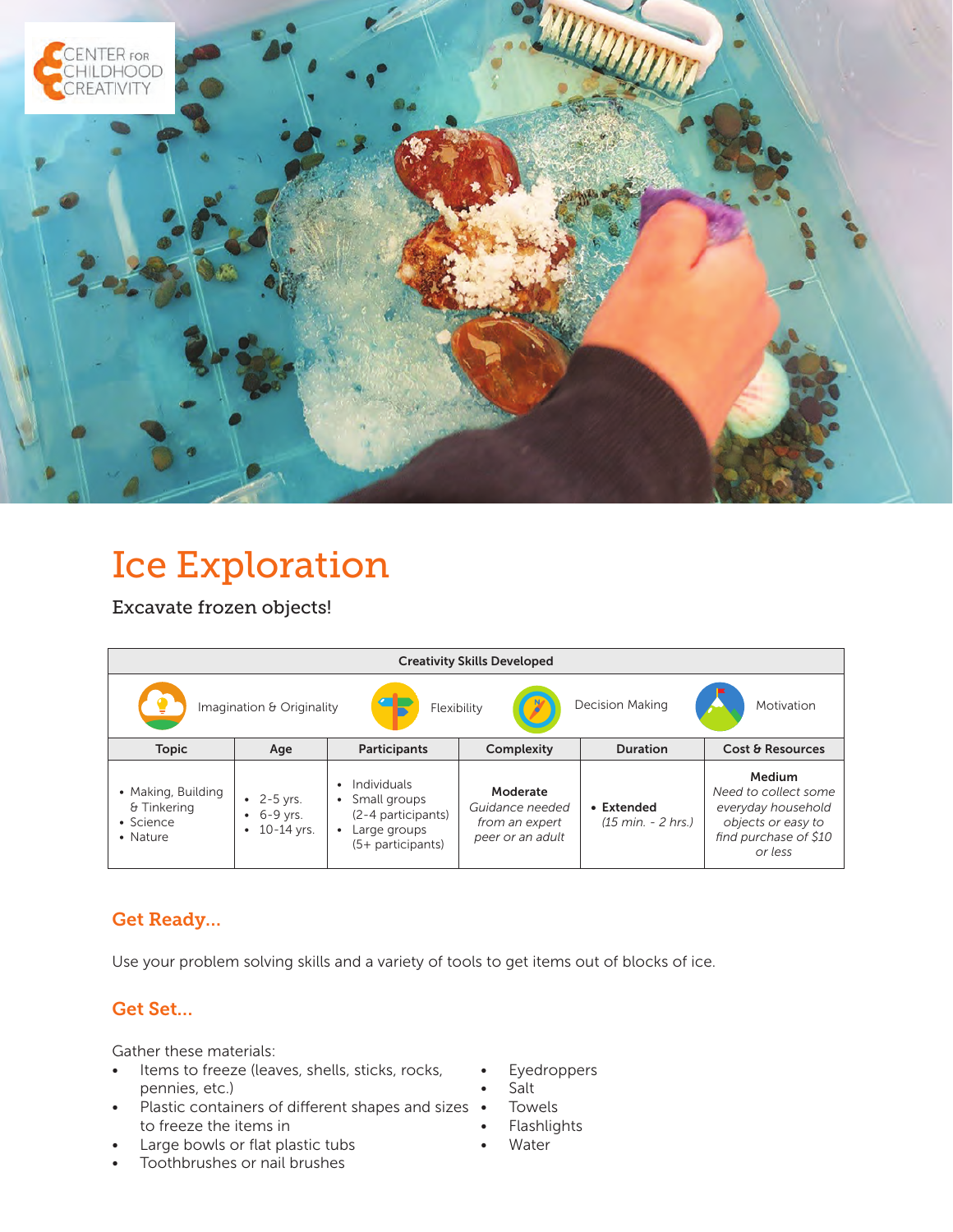# Ice Exploration

Excavate frozen objects!

| Creativity Skills Developed | | | | | |
|---|---|---|---|---|---|
| Imagination & Originality | Flexibility | Decision Making | Motivation | | |
| **Topic** | **Age** | **Participants** | **Complexity** | **Duration** | **Cost & Resources** |
| • Making, Building & Tinkering<br>• Science<br>• Nature | • 2-5 yrs.<br>• 6-9 yrs.<br>• 10-14 yrs. | • Individuals<br>• Small groups (2-4 participants)<br>• Large groups (5+ participants) | **Moderate**<br>*Guidance needed from an expert peer or an adult* | • **Extended**<br>*(15 min. - 2 hrs.)* | **Medium**<br>*Need to collect some everyday household objects or easy to find purchase of $10 or less* |

## Get Ready...

Use your problem solving skills and a variety of tools to get items out of blocks of ice.

## Get Set...

Gather these materials:

- Items to freeze (leaves, shells, sticks, rocks, pennies, etc.)
- Plastic containers of different shapes and sizes to freeze the items in
- Large bowls or flat plastic tubs
- Toothbrushes or nail brushes
- Eyedroppers
- Salt
- Towels
- Flashlights
- Water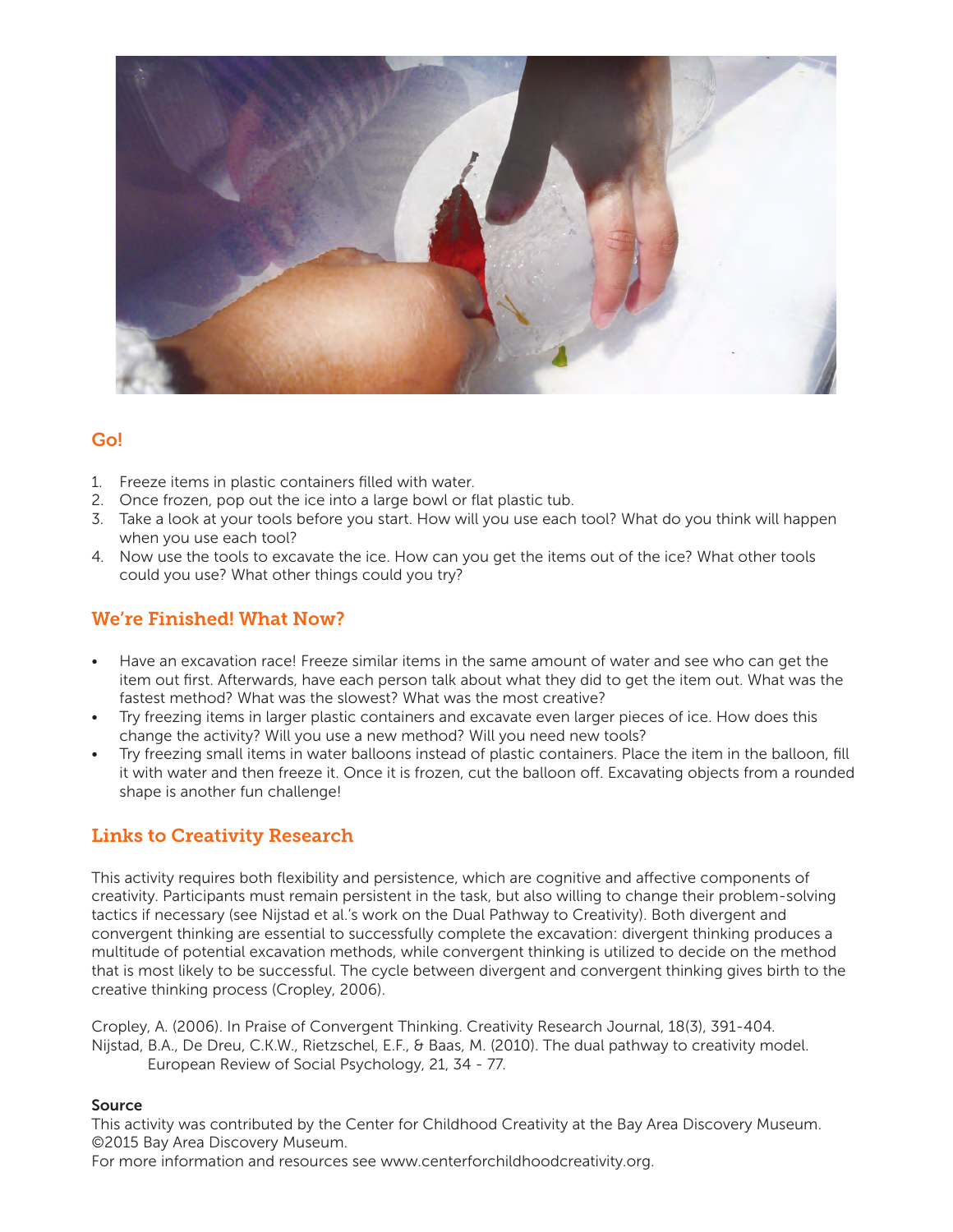## Go!

1. Freeze items in plastic containers filled with water.
2. Once frozen, pop out the ice into a large bowl or flat plastic tub.
3. Take a look at your tools before you start. How will you use each tool? What do you think will happen when you use each tool?
4. Now use the tools to excavate the ice. How can you get the items out of the ice? What other tools could you use? What other things could you try?

## We're Finished! What Now?

- Have an excavation race! Freeze similar items in the same amount of water and see who can get the item out first. Afterwards, have each person talk about what they did to get the item out. What was the fastest method? What was the slowest? What was the most creative?
- Try freezing items in larger plastic containers and excavate even larger pieces of ice. How does this change the activity? Will you use a new method? Will you need new tools?
- Try freezing small items in water balloons instead of plastic containers. Place the item in the balloon, fill it with water and then freeze it. Once it is frozen, cut the balloon off. Excavating objects from a rounded shape is another fun challenge!

## Links to Creativity Research

This activity requires both flexibility and persistence, which are cognitive and affective components of creativity. Participants must remain persistent in the task, but also willing to change their problem-solving tactics if necessary (see Nijstad et al.'s work on the Dual Pathway to Creativity). Both divergent and convergent thinking are essential to successfully complete the excavation: divergent thinking produces a multitude of potential excavation methods, while convergent thinking is utilized to decide on the method that is most likely to be successful. The cycle between divergent and convergent thinking gives birth to the creative thinking process (Cropley, 2006).

Cropley, A. (2006). In Praise of Convergent Thinking. Creativity Research Journal, 18(3), 391-404.
Nijstad, B.A., De Dreu, C.K.W., Rietzschel, E.F., & Baas, M. (2010). The dual pathway to creativity model. European Review of Social Psychology, 21, 34 - 77.

**Source**
This activity was contributed by the Center for Childhood Creativity at the Bay Area Discovery Museum. ©2015 Bay Area Discovery Museum.
For more information and resources see www.centerforchildhoodcreativity.org.